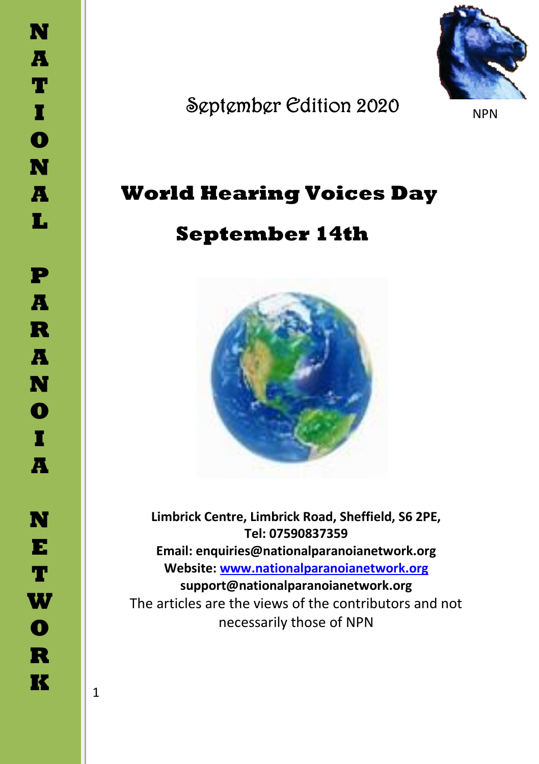NATIONAL PARANOIA NETWORK

September Edition 2020

NPN

# World Hearing Voices Day

# September 14th

**Limbrick Centre, Limbrick Road, Sheffield, S6 2PE,**
**Tel: 07590837359**
**Email: enquiries@nationalparanoianetwork.org**
**Website: [www.nationalparanoianetwork.org](http://www.nationalparanoianetwork.org)**
**support@nationalparanoianetwork.org**

The articles are the views of the contributors and not necessarily those of NPN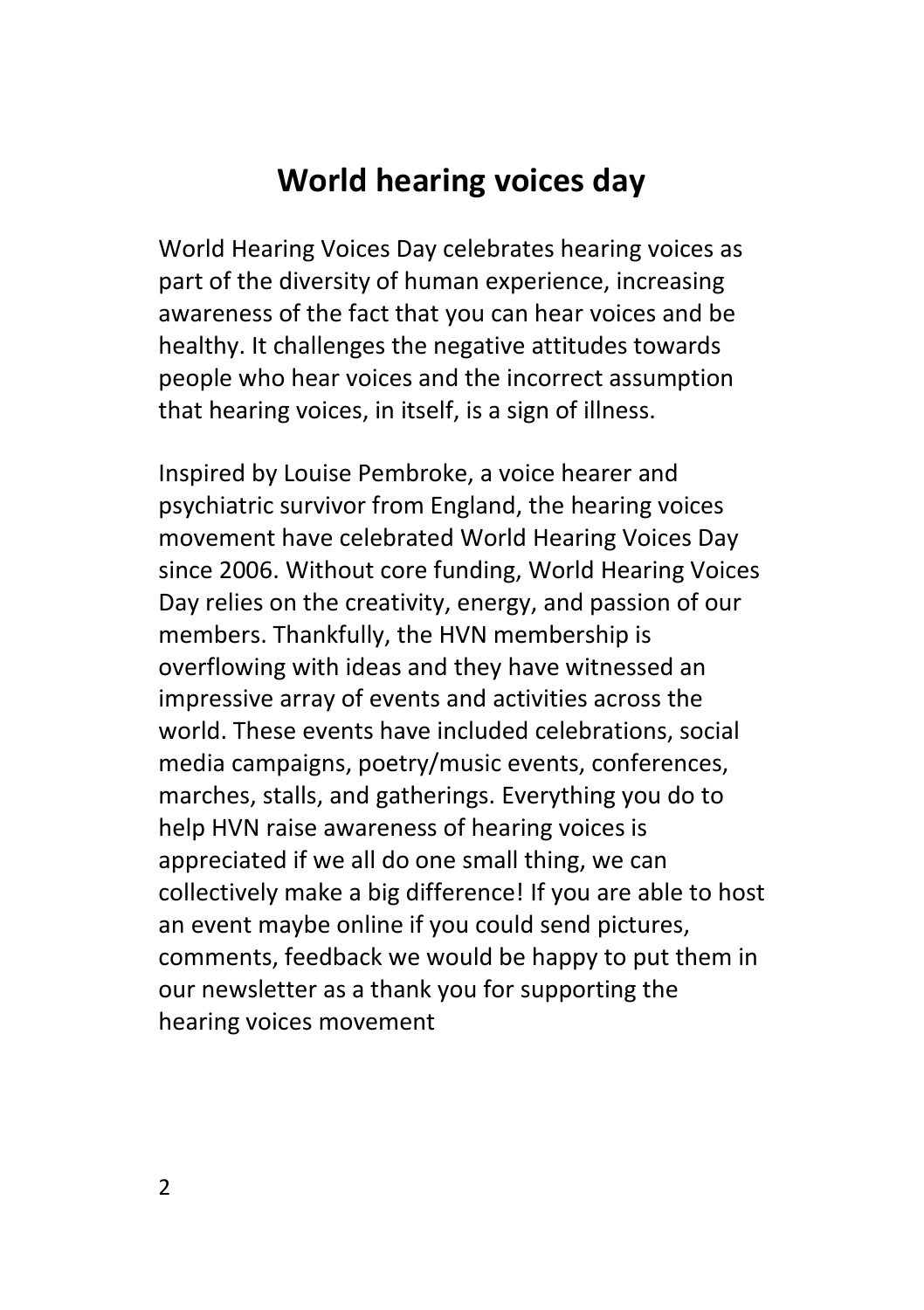# World hearing voices day

World Hearing Voices Day celebrates hearing voices as part of the diversity of human experience, increasing awareness of the fact that you can hear voices and be healthy. It challenges the negative attitudes towards people who hear voices and the incorrect assumption that hearing voices, in itself, is a sign of illness.

Inspired by Louise Pembroke, a voice hearer and psychiatric survivor from England, the hearing voices movement have celebrated World Hearing Voices Day since 2006. Without core funding, World Hearing Voices Day relies on the creativity, energy, and passion of our members. Thankfully, the HVN membership is overflowing with ideas and they have witnessed an impressive array of events and activities across the world. These events have included celebrations, social media campaigns, poetry/music events, conferences, marches, stalls, and gatherings. Everything you do to help HVN raise awareness of hearing voices is appreciated if we all do one small thing, we can collectively make a big difference! If you are able to host an event maybe online if you could send pictures, comments, feedback we would be happy to put them in our newsletter as a thank you for supporting the hearing voices movement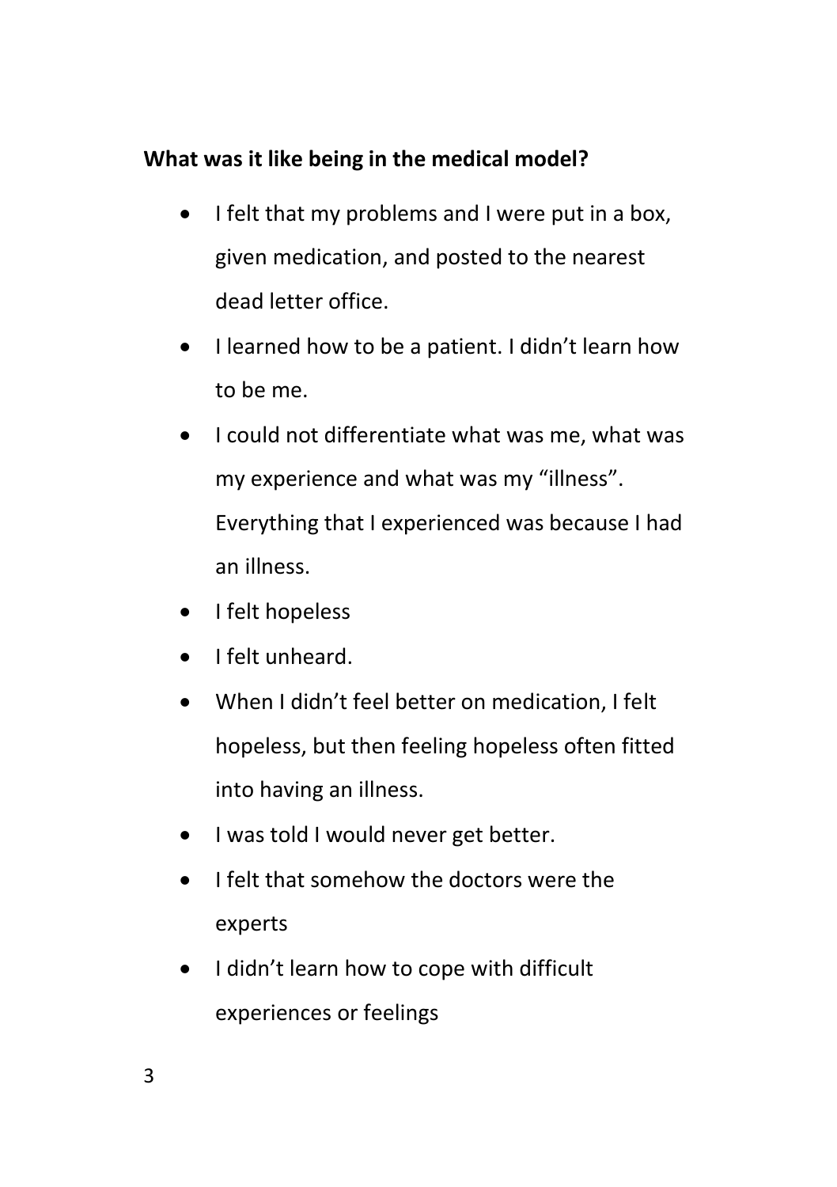**What was it like being in the medical model?**

- I felt that my problems and I were put in a box, given medication, and posted to the nearest dead letter office.
- I learned how to be a patient. I didn't learn how to be me.
- I could not differentiate what was me, what was my experience and what was my "illness". Everything that I experienced was because I had an illness.
- I felt hopeless
- I felt unheard.
- When I didn't feel better on medication, I felt hopeless, but then feeling hopeless often fitted into having an illness.
- I was told I would never get better.
- I felt that somehow the doctors were the experts
- I didn't learn how to cope with difficult experiences or feelings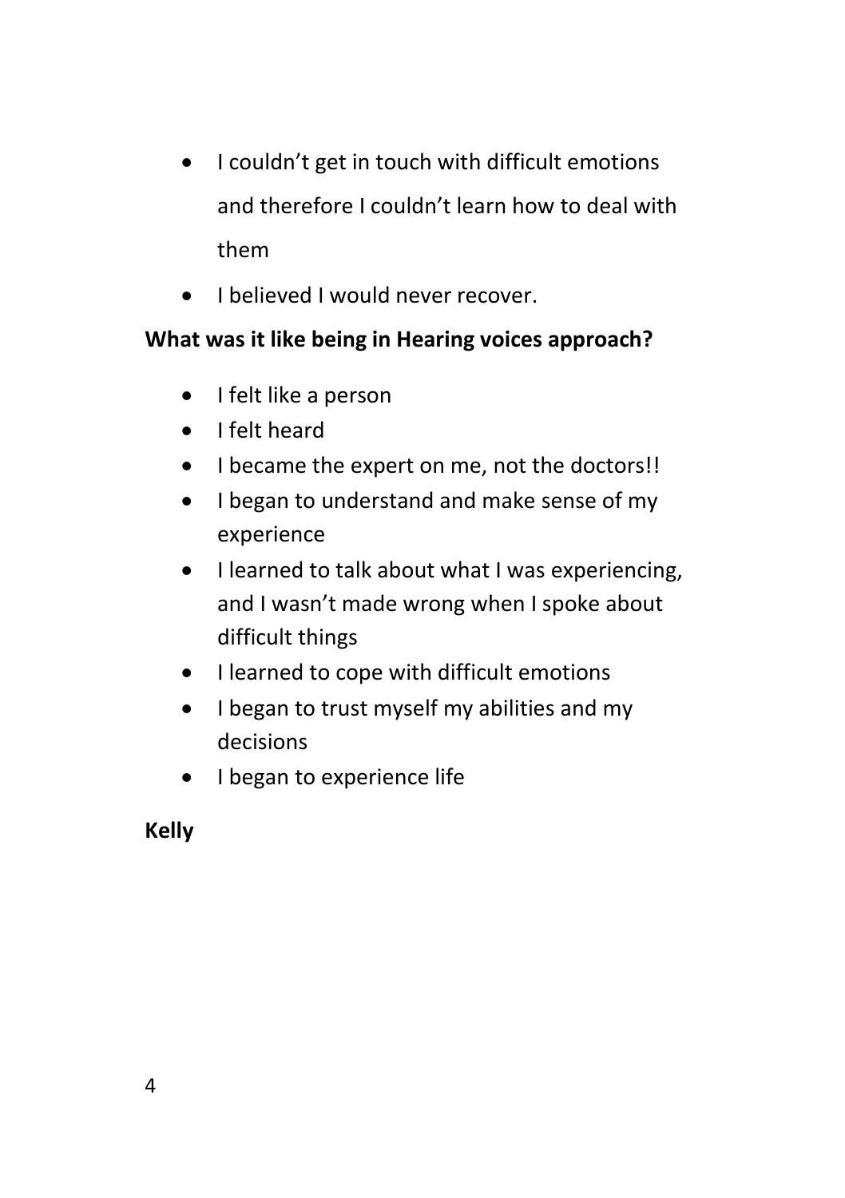- I couldn't get in touch with difficult emotions and therefore I couldn't learn how to deal with them
- I believed I would never recover.

**What was it like being in Hearing voices approach?**

- I felt like a person
- I felt heard
- I became the expert on me, not the doctors!!
- I began to understand and make sense of my experience
- I learned to talk about what I was experiencing, and I wasn't made wrong when I spoke about difficult things
- I learned to cope with difficult emotions
- I began to trust myself my abilities and my decisions
- I began to experience life

**Kelly**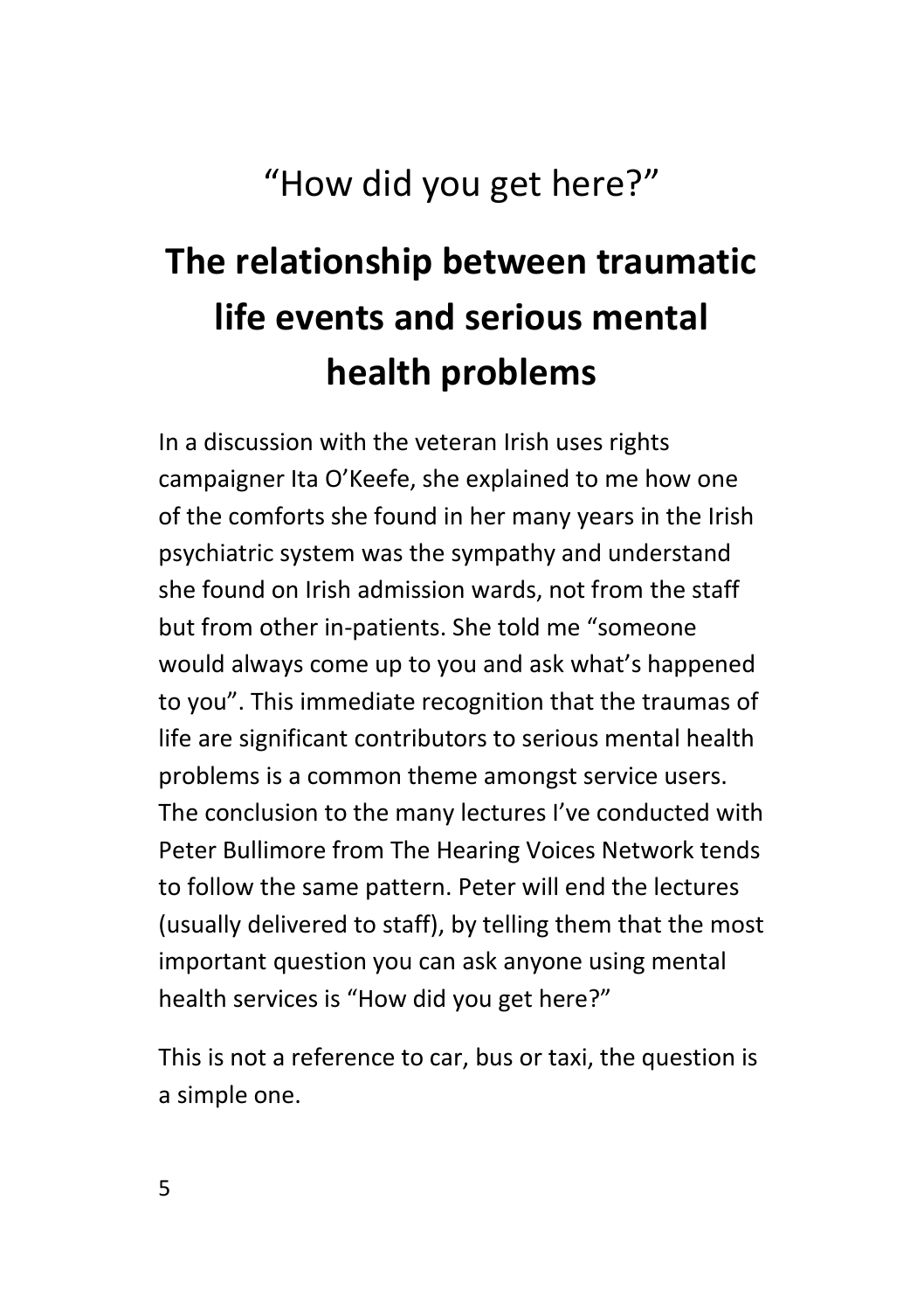# "How did you get here?"

## The relationship between traumatic life events and serious mental health problems

In a discussion with the veteran Irish uses rights campaigner Ita O'Keefe, she explained to me how one of the comforts she found in her many years in the Irish psychiatric system was the sympathy and understand she found on Irish admission wards, not from the staff but from other in-patients. She told me "someone would always come up to you and ask what's happened to you". This immediate recognition that the traumas of life are significant contributors to serious mental health problems is a common theme amongst service users. The conclusion to the many lectures I've conducted with Peter Bullimore from The Hearing Voices Network tends to follow the same pattern. Peter will end the lectures (usually delivered to staff), by telling them that the most important question you can ask anyone using mental health services is "How did you get here?"

This is not a reference to car, bus or taxi, the question is a simple one.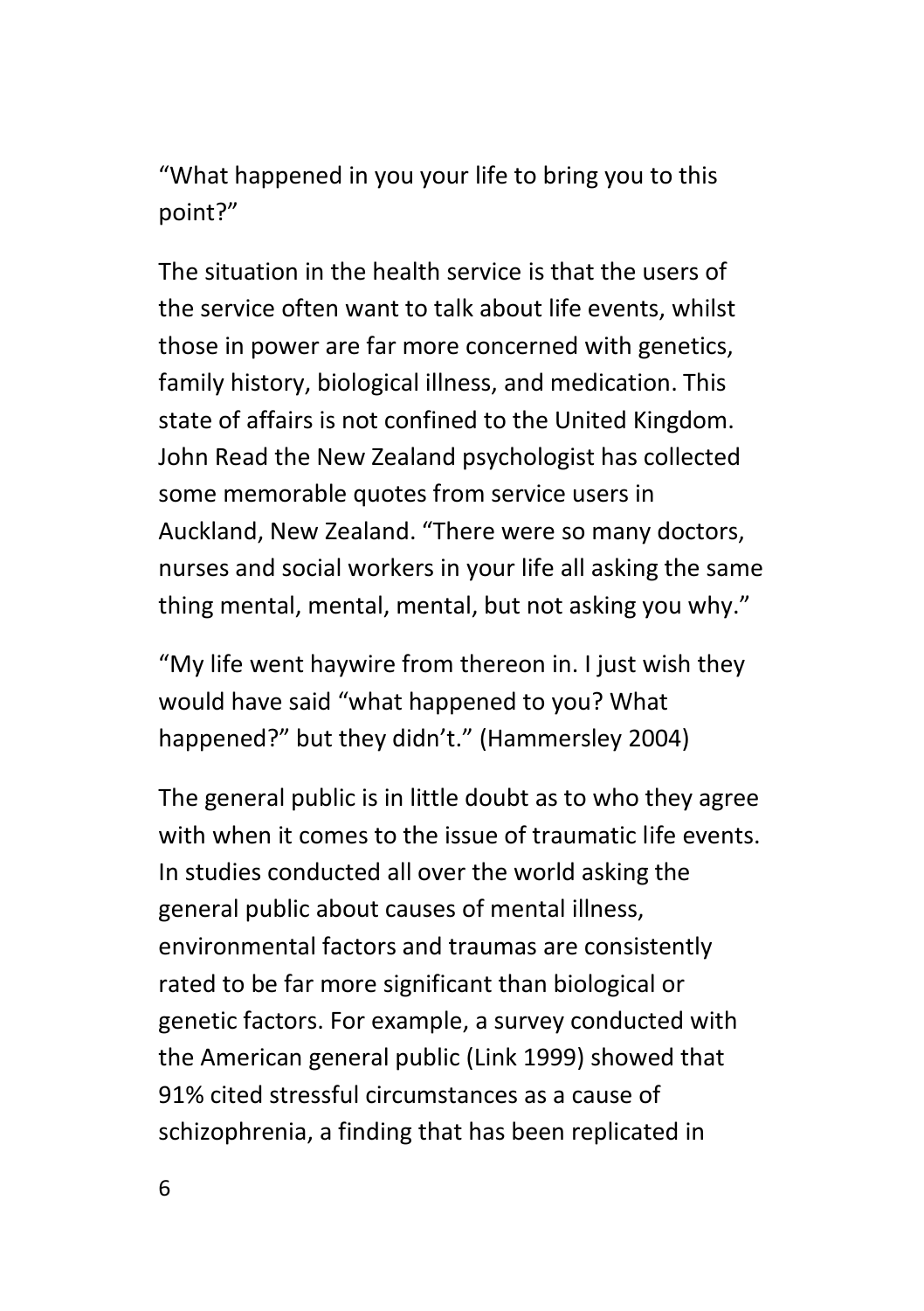“What happened in you your life to bring you to this point?”

The situation in the health service is that the users of the service often want to talk about life events, whilst those in power are far more concerned with genetics, family history, biological illness, and medication. This state of affairs is not confined to the United Kingdom. John Read the New Zealand psychologist has collected some memorable quotes from service users in Auckland, New Zealand. “There were so many doctors, nurses and social workers in your life all asking the same thing mental, mental, mental, but not asking you why.”

“My life went haywire from thereon in. I just wish they would have said “what happened to you? What happened?” but they didn’t.” (Hammersley 2004)

The general public is in little doubt as to who they agree with when it comes to the issue of traumatic life events. In studies conducted all over the world asking the general public about causes of mental illness, environmental factors and traumas are consistently rated to be far more significant than biological or genetic factors. For example, a survey conducted with the American general public (Link 1999) showed that 91% cited stressful circumstances as a cause of schizophrenia, a finding that has been replicated in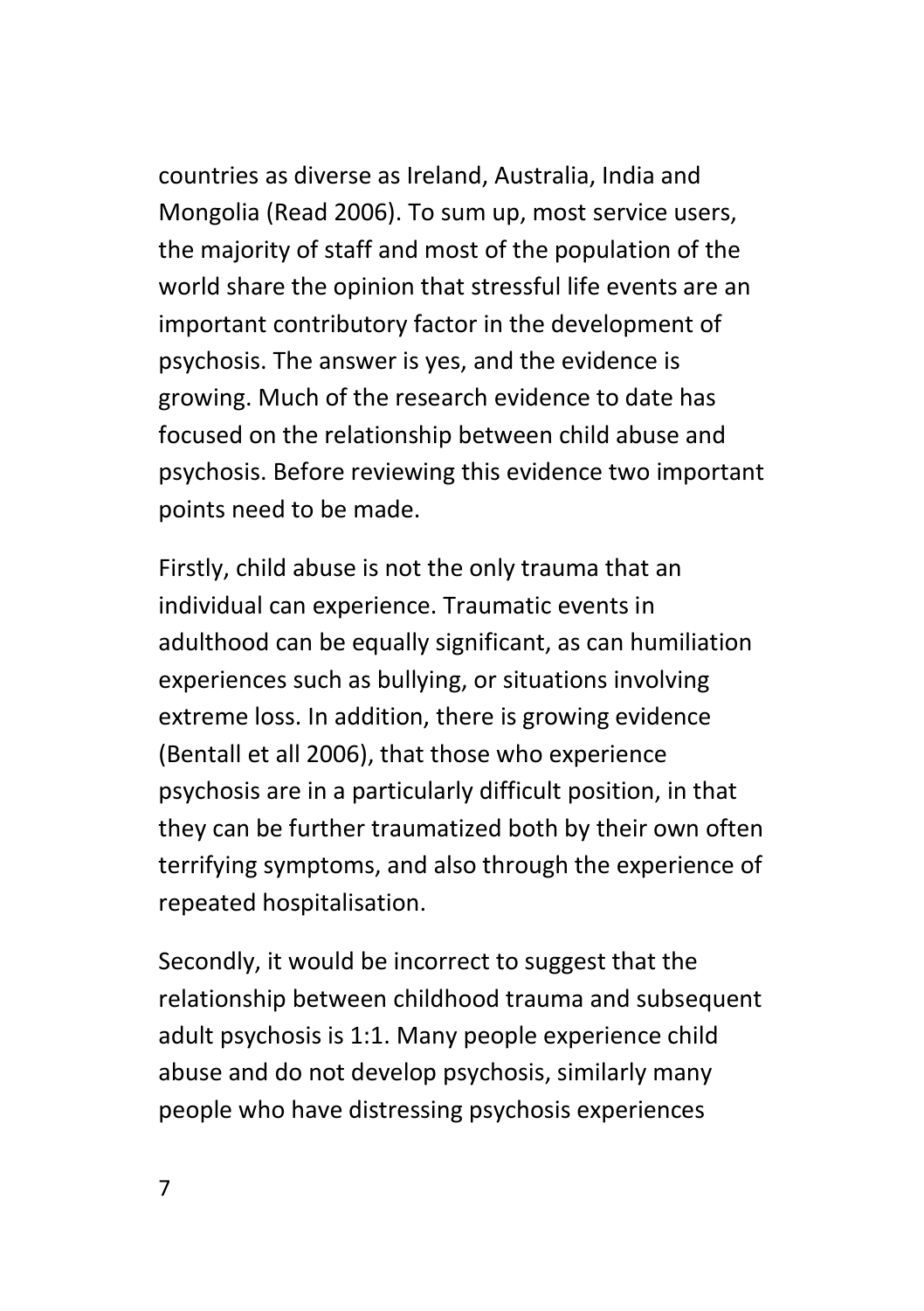countries as diverse as Ireland, Australia, India and Mongolia (Read 2006). To sum up, most service users, the majority of staff and most of the population of the world share the opinion that stressful life events are an important contributory factor in the development of psychosis. The answer is yes, and the evidence is growing. Much of the research evidence to date has focused on the relationship between child abuse and psychosis. Before reviewing this evidence two important points need to be made.

Firstly, child abuse is not the only trauma that an individual can experience. Traumatic events in adulthood can be equally significant, as can humiliation experiences such as bullying, or situations involving extreme loss. In addition, there is growing evidence (Bentall et all 2006), that those who experience psychosis are in a particularly difficult position, in that they can be further traumatized both by their own often terrifying symptoms, and also through the experience of repeated hospitalisation.

Secondly, it would be incorrect to suggest that the relationship between childhood trauma and subsequent adult psychosis is 1:1. Many people experience child abuse and do not develop psychosis, similarly many people who have distressing psychosis experiences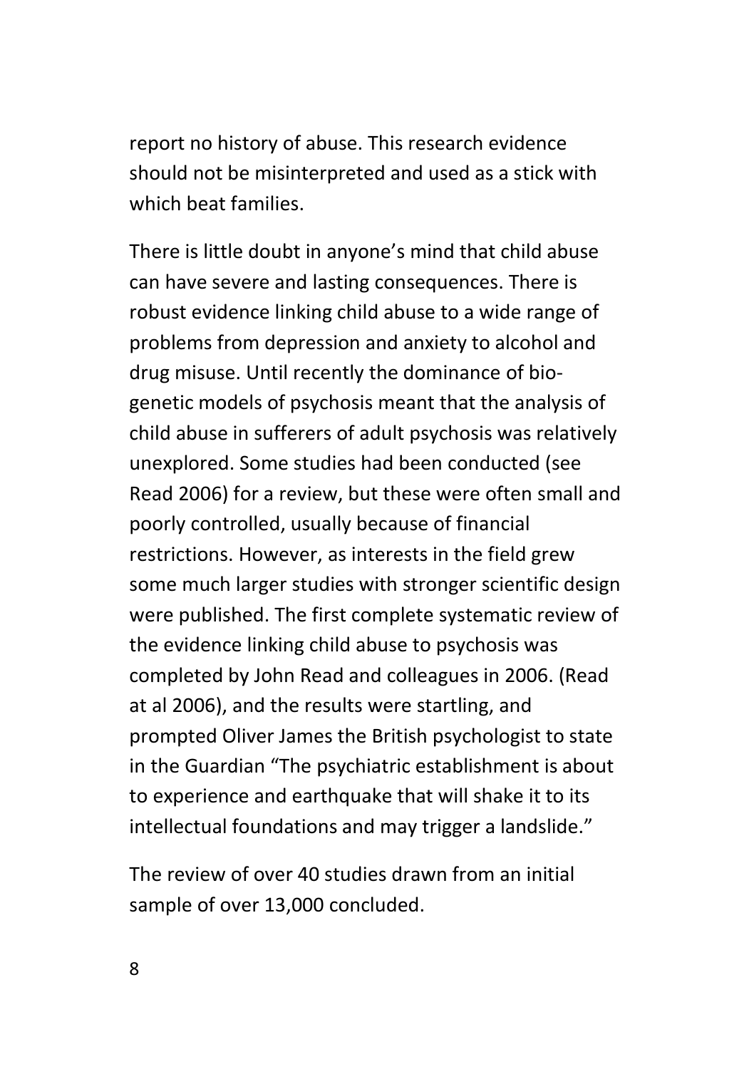report no history of abuse. This research evidence should not be misinterpreted and used as a stick with which beat families.

There is little doubt in anyone's mind that child abuse can have severe and lasting consequences. There is robust evidence linking child abuse to a wide range of problems from depression and anxiety to alcohol and drug misuse. Until recently the dominance of bio-genetic models of psychosis meant that the analysis of child abuse in sufferers of adult psychosis was relatively unexplored. Some studies had been conducted (see Read 2006) for a review, but these were often small and poorly controlled, usually because of financial restrictions. However, as interests in the field grew some much larger studies with stronger scientific design were published. The first complete systematic review of the evidence linking child abuse to psychosis was completed by John Read and colleagues in 2006. (Read at al 2006), and the results were startling, and prompted Oliver James the British psychologist to state in the Guardian "The psychiatric establishment is about to experience and earthquake that will shake it to its intellectual foundations and may trigger a landslide."

The review of over 40 studies drawn from an initial sample of over 13,000 concluded.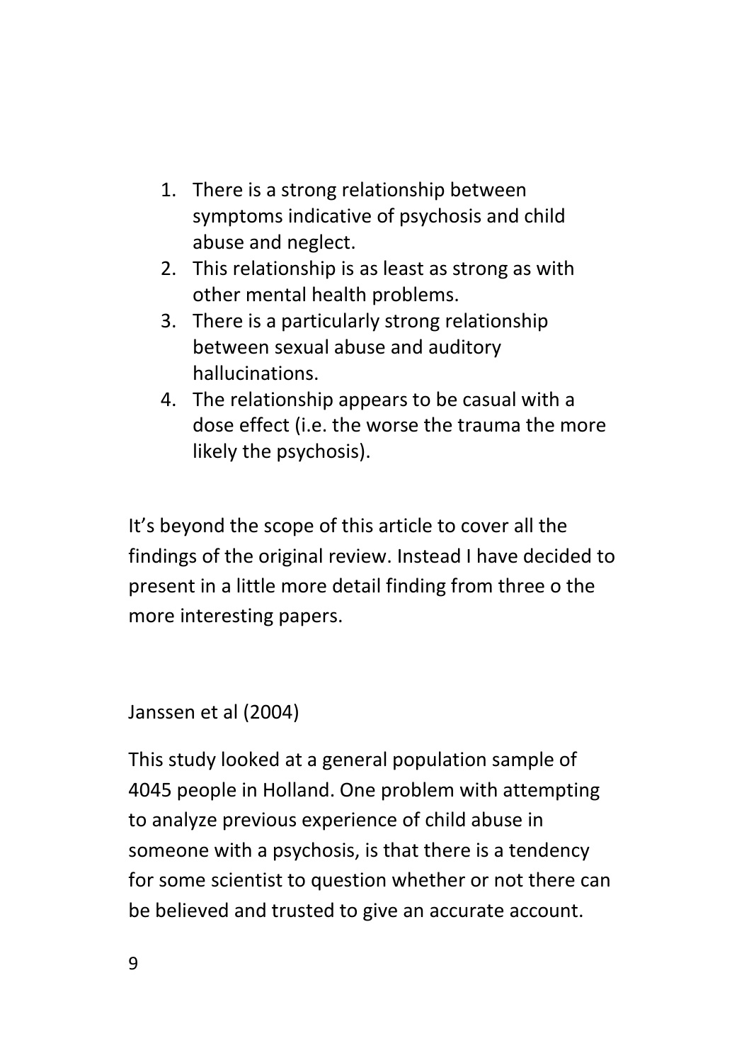1. There is a strong relationship between symptoms indicative of psychosis and child abuse and neglect.
2. This relationship is as least as strong as with other mental health problems.
3. There is a particularly strong relationship between sexual abuse and auditory hallucinations.
4. The relationship appears to be casual with a dose effect (i.e. the worse the trauma the more likely the psychosis).

It's beyond the scope of this article to cover all the findings of the original review. Instead I have decided to present in a little more detail finding from three o the more interesting papers.

Janssen et al (2004)

This study looked at a general population sample of 4045 people in Holland. One problem with attempting to analyze previous experience of child abuse in someone with a psychosis, is that there is a tendency for some scientist to question whether or not there can be believed and trusted to give an accurate account.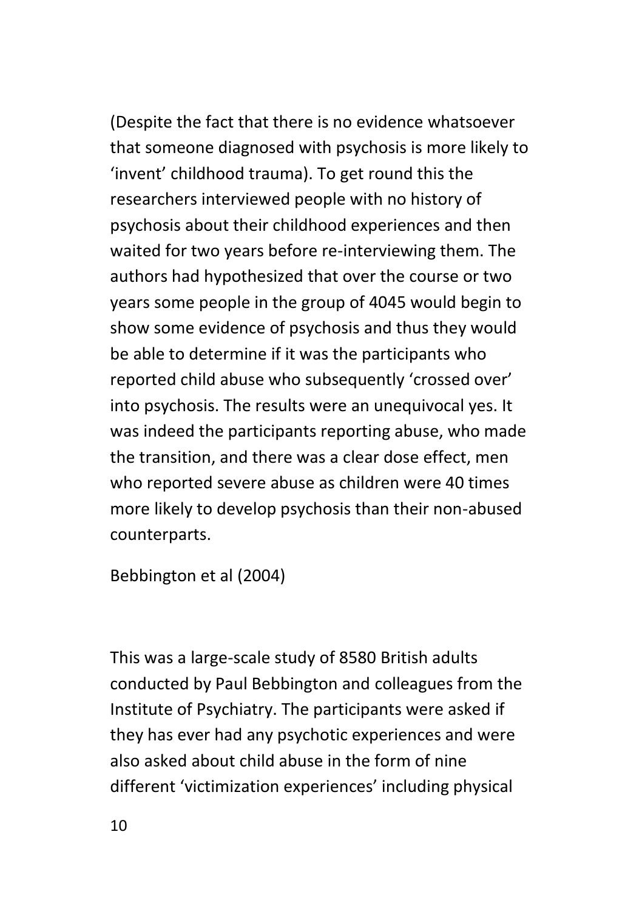(Despite the fact that there is no evidence whatsoever that someone diagnosed with psychosis is more likely to 'invent' childhood trauma). To get round this the researchers interviewed people with no history of psychosis about their childhood experiences and then waited for two years before re-interviewing them. The authors had hypothesized that over the course or two years some people in the group of 4045 would begin to show some evidence of psychosis and thus they would be able to determine if it was the participants who reported child abuse who subsequently 'crossed over' into psychosis. The results were an unequivocal yes. It was indeed the participants reporting abuse, who made the transition, and there was a clear dose effect, men who reported severe abuse as children were 40 times more likely to develop psychosis than their non-abused counterparts.

Bebbington et al (2004)

This was a large-scale study of 8580 British adults conducted by Paul Bebbington and colleagues from the Institute of Psychiatry. The participants were asked if they has ever had any psychotic experiences and were also asked about child abuse in the form of nine different 'victimization experiences' including physical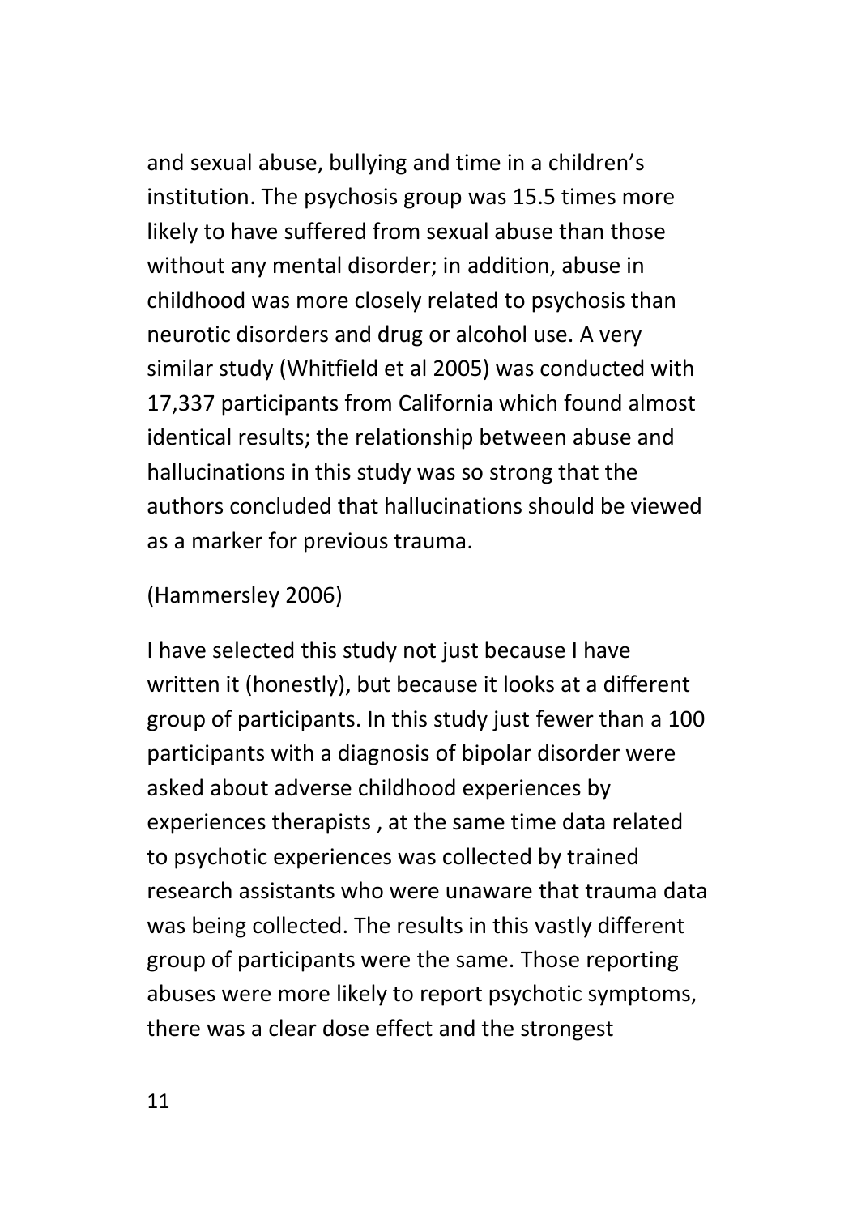and sexual abuse, bullying and time in a children's institution. The psychosis group was 15.5 times more likely to have suffered from sexual abuse than those without any mental disorder; in addition, abuse in childhood was more closely related to psychosis than neurotic disorders and drug or alcohol use. A very similar study (Whitfield et al 2005) was conducted with 17,337 participants from California which found almost identical results; the relationship between abuse and hallucinations in this study was so strong that the authors concluded that hallucinations should be viewed as a marker for previous trauma.

(Hammersley 2006)

I have selected this study not just because I have written it (honestly), but because it looks at a different group of participants. In this study just fewer than a 100 participants with a diagnosis of bipolar disorder were asked about adverse childhood experiences by experiences therapists , at the same time data related to psychotic experiences was collected by trained research assistants who were unaware that trauma data was being collected. The results in this vastly different group of participants were the same. Those reporting abuses were more likely to report psychotic symptoms, there was a clear dose effect and the strongest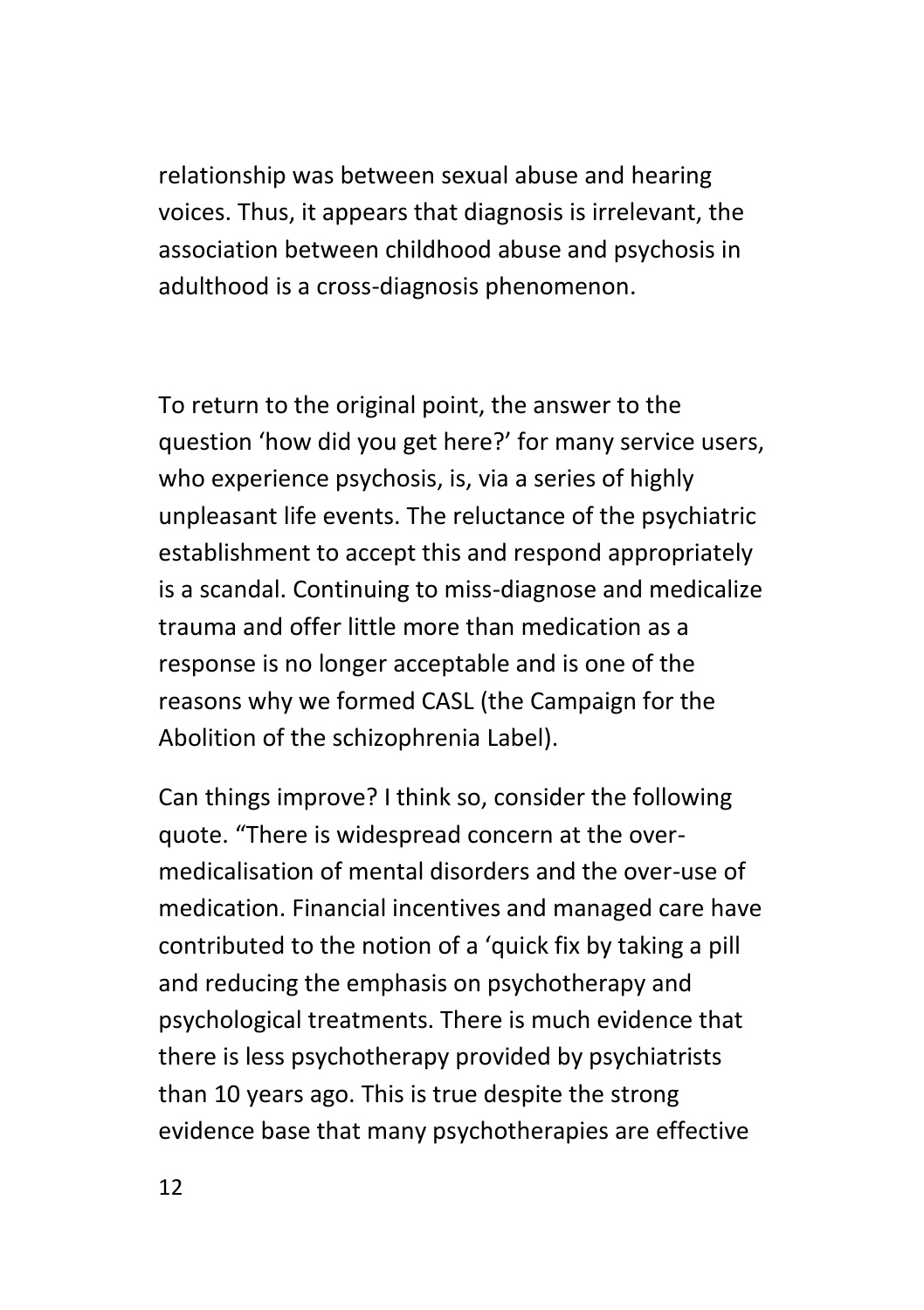relationship was between sexual abuse and hearing voices. Thus, it appears that diagnosis is irrelevant, the association between childhood abuse and psychosis in adulthood is a cross-diagnosis phenomenon.

To return to the original point, the answer to the question 'how did you get here?' for many service users, who experience psychosis, is, via a series of highly unpleasant life events. The reluctance of the psychiatric establishment to accept this and respond appropriately is a scandal. Continuing to miss-diagnose and medicalize trauma and offer little more than medication as a response is no longer acceptable and is one of the reasons why we formed CASL (the Campaign for the Abolition of the schizophrenia Label).

Can things improve? I think so, consider the following quote. "There is widespread concern at the over-medicalisation of mental disorders and the over-use of medication. Financial incentives and managed care have contributed to the notion of a 'quick fix by taking a pill and reducing the emphasis on psychotherapy and psychological treatments. There is much evidence that there is less psychotherapy provided by psychiatrists than 10 years ago. This is true despite the strong evidence base that many psychotherapies are effective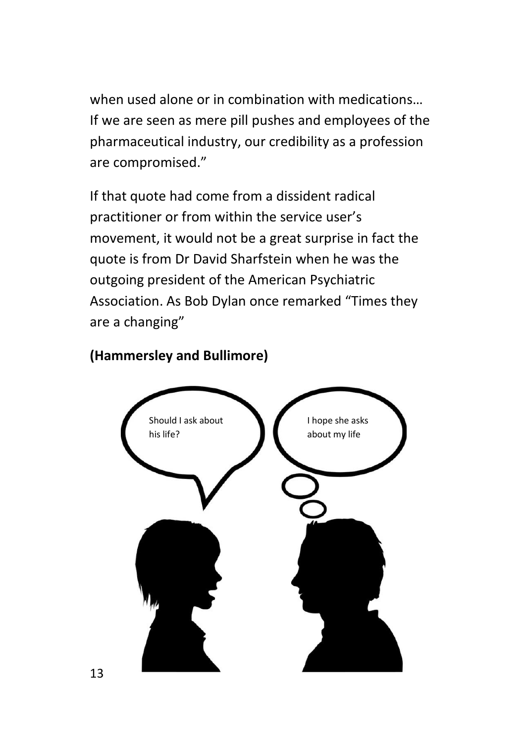when used alone or in combination with medications… If we are seen as mere pill pushes and employees of the pharmaceutical industry, our credibility as a profession are compromised."

If that quote had come from a dissident radical practitioner or from within the service user's movement, it would not be a great surprise in fact the quote is from Dr David Sharfstein when he was the outgoing president of the American Psychiatric Association. As Bob Dylan once remarked "Times they are a changing"

**(Hammersley and Bullimore)**

Should I ask about his life?

I hope she asks about my life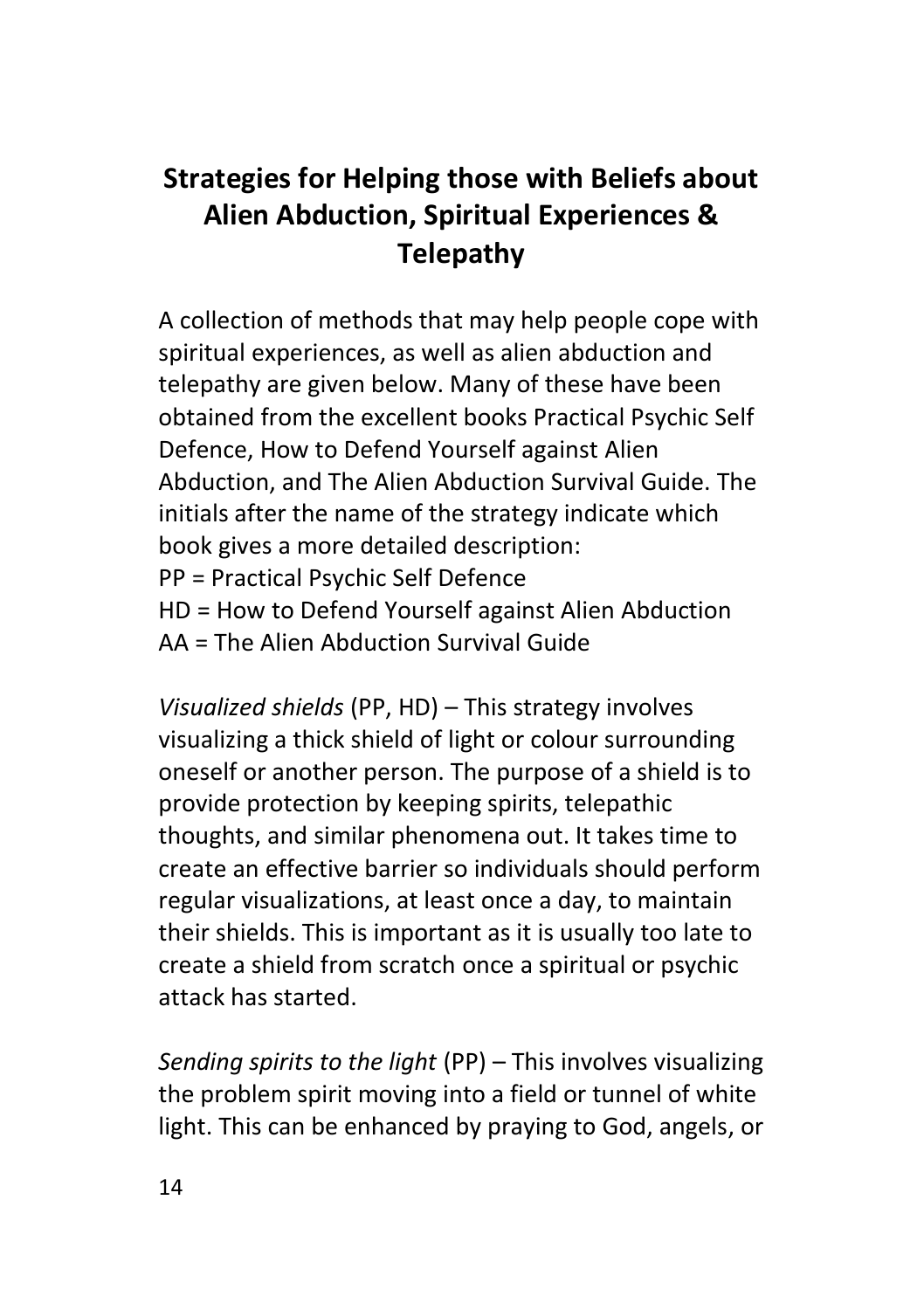## Strategies for Helping those with Beliefs about Alien Abduction, Spiritual Experiences & Telepathy

A collection of methods that may help people cope with spiritual experiences, as well as alien abduction and telepathy are given below. Many of these have been obtained from the excellent books Practical Psychic Self Defence, How to Defend Yourself against Alien Abduction, and The Alien Abduction Survival Guide. The initials after the name of the strategy indicate which book gives a more detailed description:
PP = Practical Psychic Self Defence
HD = How to Defend Yourself against Alien Abduction
AA = The Alien Abduction Survival Guide

*Visualized shields* (PP, HD) – This strategy involves visualizing a thick shield of light or colour surrounding oneself or another person. The purpose of a shield is to provide protection by keeping spirits, telepathic thoughts, and similar phenomena out. It takes time to create an effective barrier so individuals should perform regular visualizations, at least once a day, to maintain their shields. This is important as it is usually too late to create a shield from scratch once a spiritual or psychic attack has started.

*Sending spirits to the light* (PP) – This involves visualizing the problem spirit moving into a field or tunnel of white light. This can be enhanced by praying to God, angels, or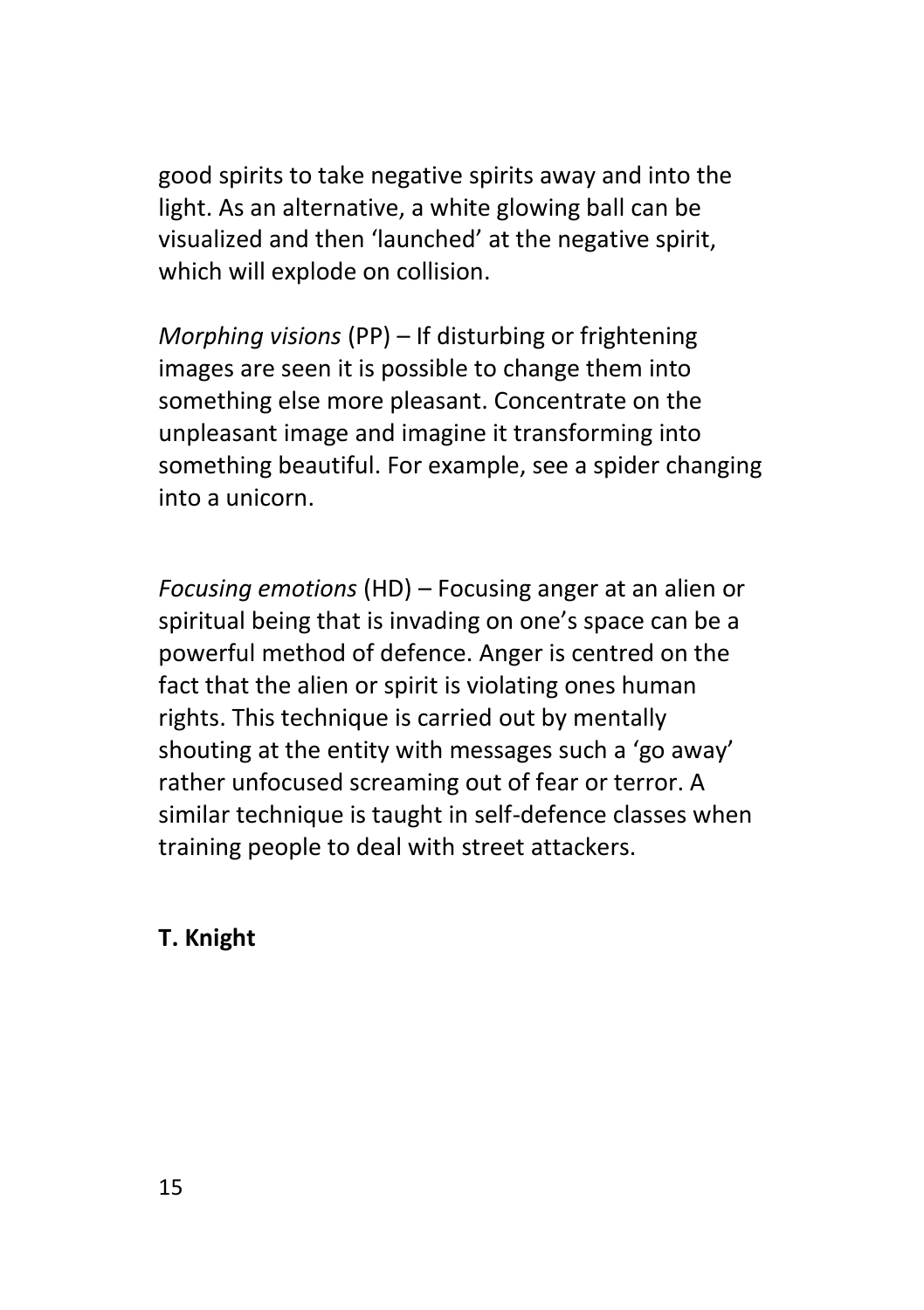good spirits to take negative spirits away and into the light. As an alternative, a white glowing ball can be visualized and then 'launched' at the negative spirit, which will explode on collision.

*Morphing visions* (PP) – If disturbing or frightening images are seen it is possible to change them into something else more pleasant. Concentrate on the unpleasant image and imagine it transforming into something beautiful. For example, see a spider changing into a unicorn.

*Focusing emotions* (HD) – Focusing anger at an alien or spiritual being that is invading on one's space can be a powerful method of defence. Anger is centred on the fact that the alien or spirit is violating ones human rights. This technique is carried out by mentally shouting at the entity with messages such a 'go away' rather unfocused screaming out of fear or terror. A similar technique is taught in self-defence classes when training people to deal with street attackers.

**T. Knight**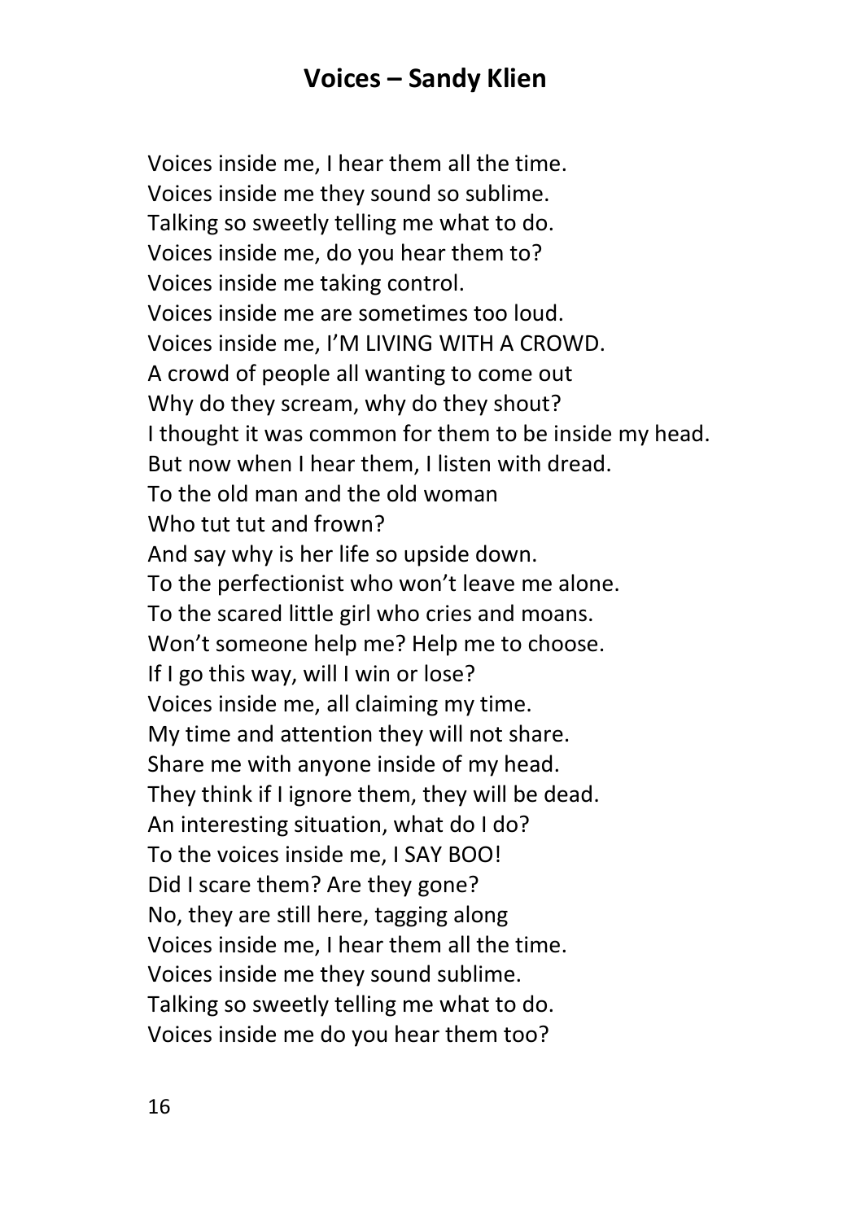## Voices – Sandy Klien

Voices inside me, I hear them all the time.  
Voices inside me they sound so sublime.  
Talking so sweetly telling me what to do.  
Voices inside me, do you hear them to?  
Voices inside me taking control.  
Voices inside me are sometimes too loud.  
Voices inside me, I'M LIVING WITH A CROWD.  
A crowd of people all wanting to come out  
Why do they scream, why do they shout?  
I thought it was common for them to be inside my head.  
But now when I hear them, I listen with dread.  
To the old man and the old woman  
Who tut tut and frown?  
And say why is her life so upside down.  
To the perfectionist who won't leave me alone.  
To the scared little girl who cries and moans.  
Won't someone help me? Help me to choose.  
If I go this way, will I win or lose?  
Voices inside me, all claiming my time.  
My time and attention they will not share.  
Share me with anyone inside of my head.  
They think if I ignore them, they will be dead.  
An interesting situation, what do I do?  
To the voices inside me, I SAY BOO!  
Did I scare them? Are they gone?  
No, they are still here, tagging along  
Voices inside me, I hear them all the time.  
Voices inside me they sound sublime.  
Talking so sweetly telling me what to do.  
Voices inside me do you hear them too?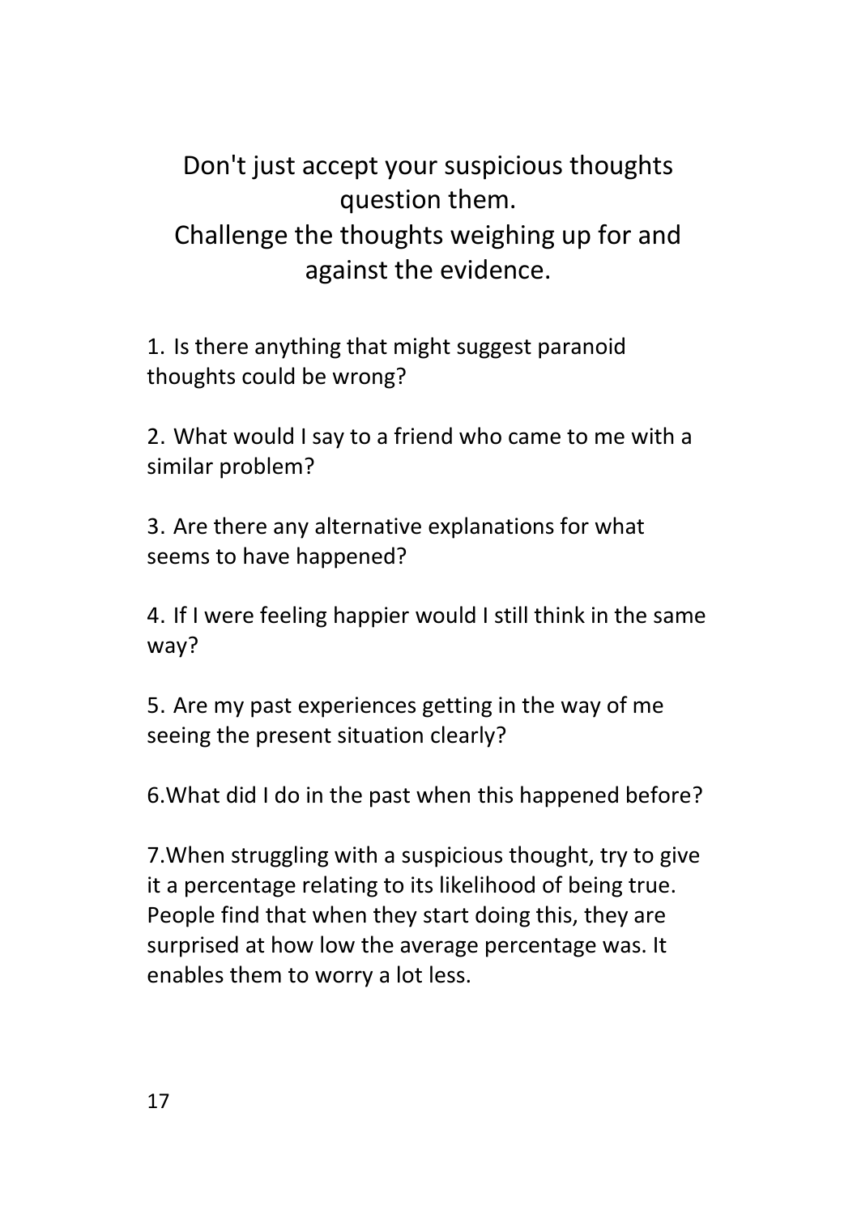## Don't just accept your suspicious thoughts question them. Challenge the thoughts weighing up for and against the evidence.

1. Is there anything that might suggest paranoid thoughts could be wrong?

2. What would I say to a friend who came to me with a similar problem?

3. Are there any alternative explanations for what seems to have happened?

4. If I were feeling happier would I still think in the same way?

5. Are my past experiences getting in the way of me seeing the present situation clearly?

6. What did I do in the past when this happened before?

7. When struggling with a suspicious thought, try to give it a percentage relating to its likelihood of being true. People find that when they start doing this, they are surprised at how low the average percentage was. It enables them to worry a lot less.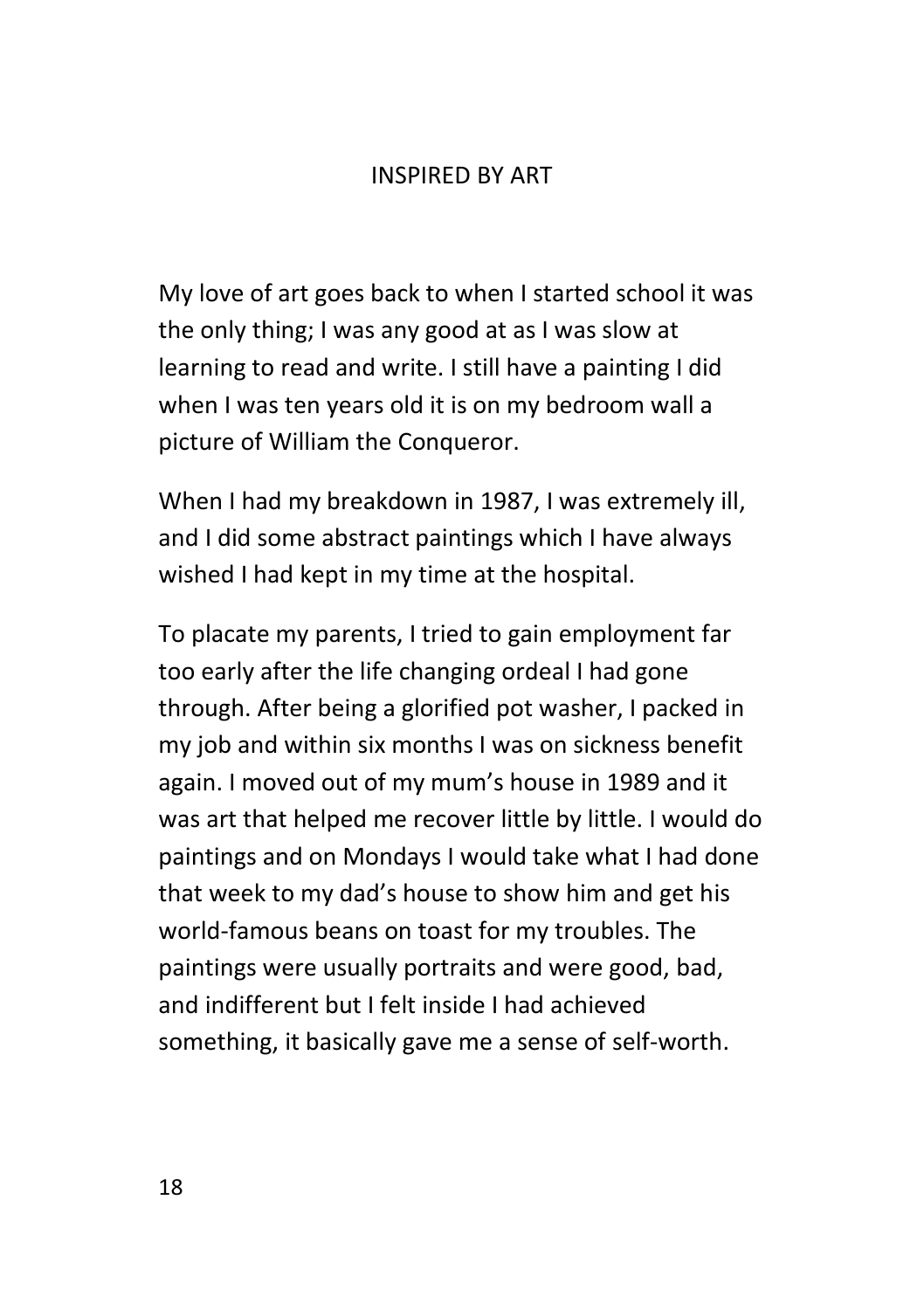# INSPIRED BY ART

My love of art goes back to when I started school it was the only thing; I was any good at as I was slow at learning to read and write. I still have a painting I did when I was ten years old it is on my bedroom wall a picture of William the Conqueror.

When I had my breakdown in 1987, I was extremely ill, and I did some abstract paintings which I have always wished I had kept in my time at the hospital.

To placate my parents, I tried to gain employment far too early after the life changing ordeal I had gone through. After being a glorified pot washer, I packed in my job and within six months I was on sickness benefit again. I moved out of my mum's house in 1989 and it was art that helped me recover little by little. I would do paintings and on Mondays I would take what I had done that week to my dad's house to show him and get his world-famous beans on toast for my troubles. The paintings were usually portraits and were good, bad, and indifferent but I felt inside I had achieved something, it basically gave me a sense of self-worth.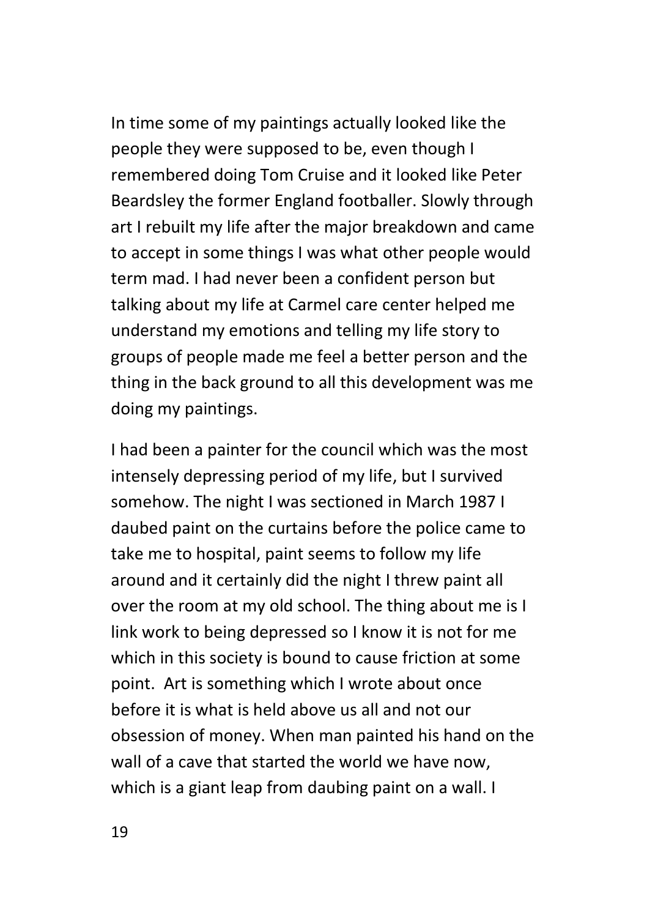In time some of my paintings actually looked like the people they were supposed to be, even though I remembered doing Tom Cruise and it looked like Peter Beardsley the former England footballer. Slowly through art I rebuilt my life after the major breakdown and came to accept in some things I was what other people would term mad. I had never been a confident person but talking about my life at Carmel care center helped me understand my emotions and telling my life story to groups of people made me feel a better person and the thing in the back ground to all this development was me doing my paintings.

I had been a painter for the council which was the most intensely depressing period of my life, but I survived somehow. The night I was sectioned in March 1987 I daubed paint on the curtains before the police came to take me to hospital, paint seems to follow my life around and it certainly did the night I threw paint all over the room at my old school. The thing about me is I link work to being depressed so I know it is not for me which in this society is bound to cause friction at some point. Art is something which I wrote about once before it is what is held above us all and not our obsession of money. When man painted his hand on the wall of a cave that started the world we have now, which is a giant leap from daubing paint on a wall. I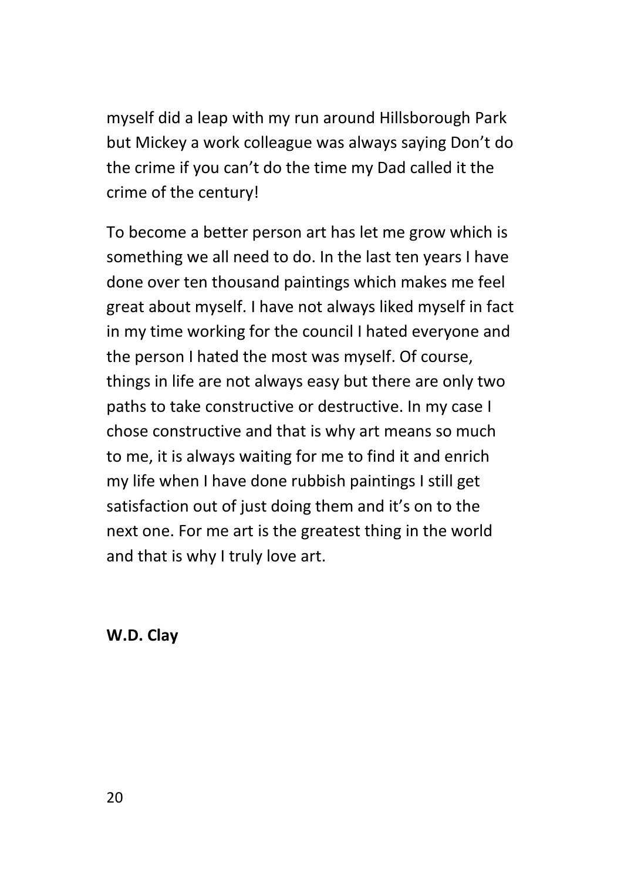myself did a leap with my run around Hillsborough Park but Mickey a work colleague was always saying Don't do the crime if you can't do the time my Dad called it the crime of the century!

To become a better person art has let me grow which is something we all need to do. In the last ten years I have done over ten thousand paintings which makes me feel great about myself. I have not always liked myself in fact in my time working for the council I hated everyone and the person I hated the most was myself. Of course, things in life are not always easy but there are only two paths to take constructive or destructive. In my case I chose constructive and that is why art means so much to me, it is always waiting for me to find it and enrich my life when I have done rubbish paintings I still get satisfaction out of just doing them and it's on to the next one. For me art is the greatest thing in the world and that is why I truly love art.

**W.D. Clay**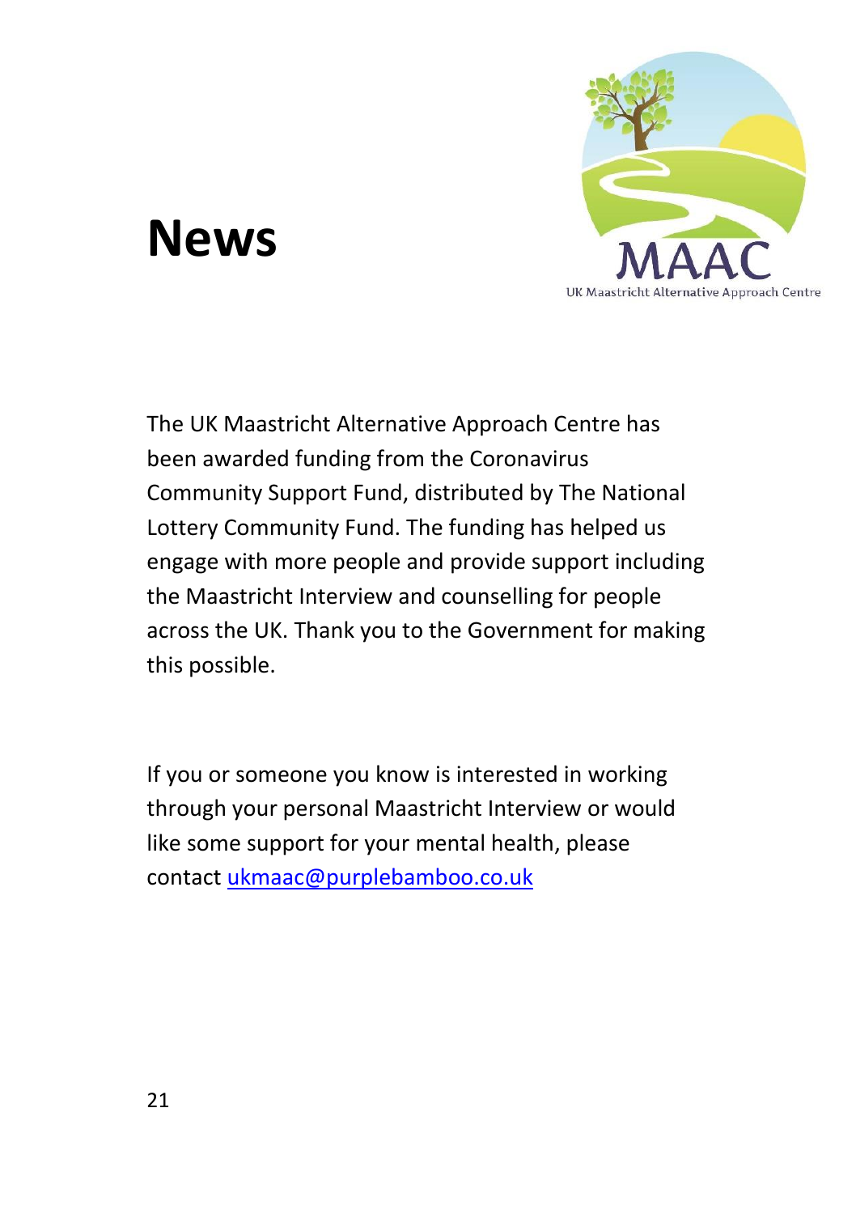# News

MAAC

UK Maastricht Alternative Approach Centre

The UK Maastricht Alternative Approach Centre has been awarded funding from the Coronavirus Community Support Fund, distributed by The National Lottery Community Fund. The funding has helped us engage with more people and provide support including the Maastricht Interview and counselling for people across the UK. Thank you to the Government for making this possible.

If you or someone you know is interested in working through your personal Maastricht Interview or would like some support for your mental health, please contact [ukmaac@purplebamboo.co.uk](mailto:ukmaac@purplebamboo.co.uk)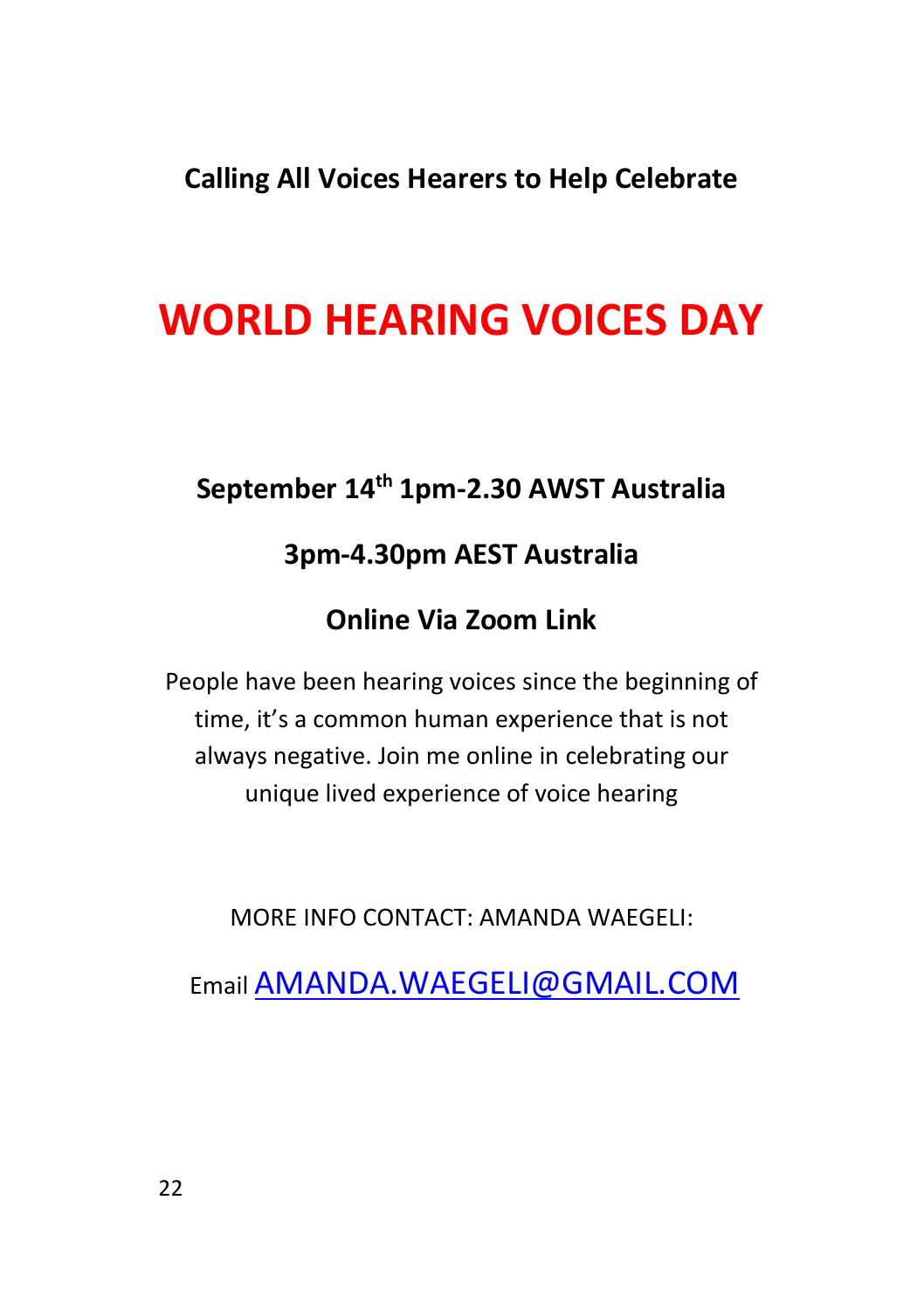**Calling All Voices Hearers to Help Celebrate**

# WORLD HEARING VOICES DAY

**September 14th 1pm-2.30 AWST Australia**

**3pm-4.30pm AEST Australia**

**Online Via Zoom Link**

People have been hearing voices since the beginning of time, it's a common human experience that is not always negative. Join me online in celebrating our unique lived experience of voice hearing

MORE INFO CONTACT: AMANDA WAEGELI:

Email AMANDA.WAEGELI@GMAIL.COM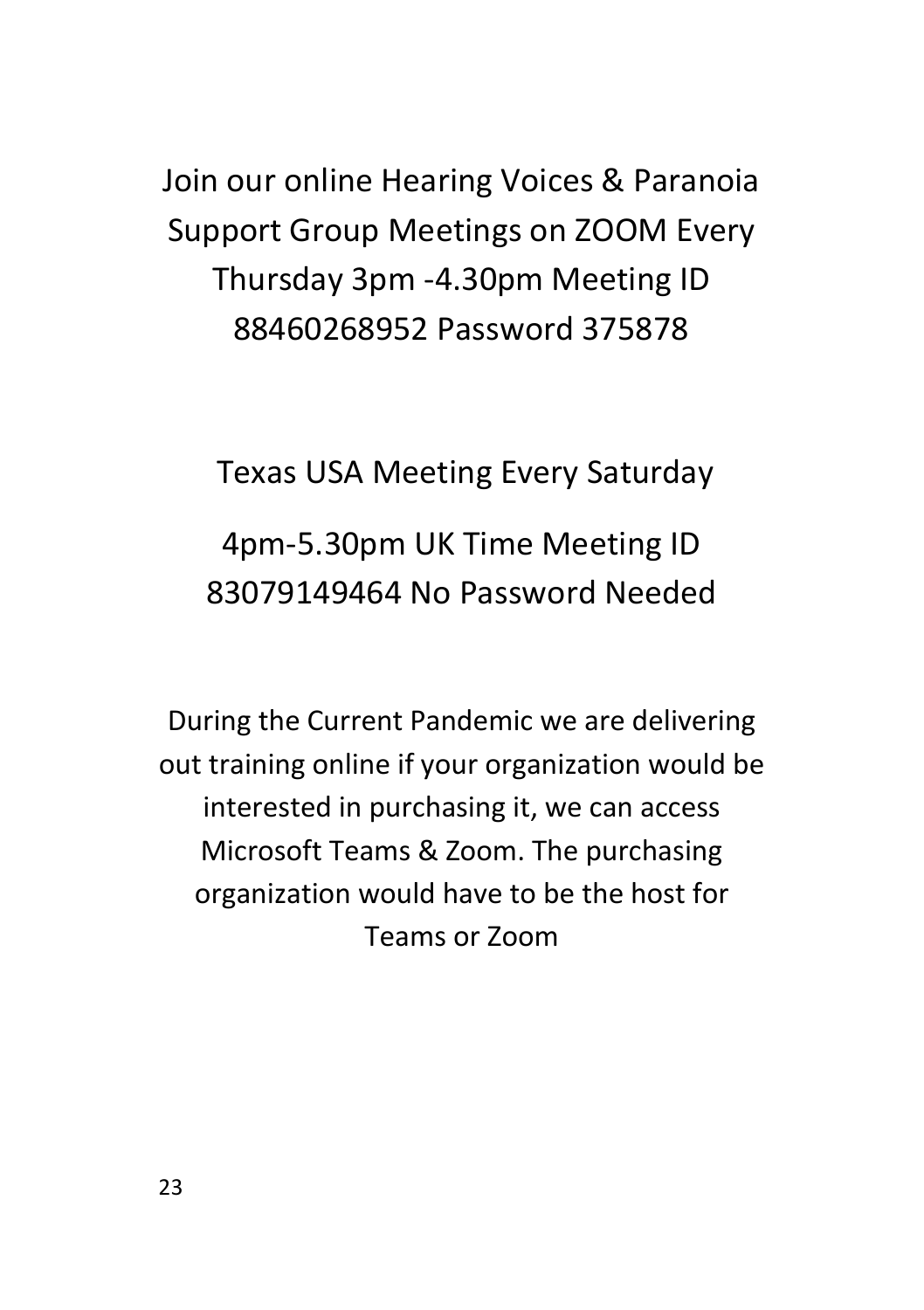Join our online Hearing Voices & Paranoia Support Group Meetings on ZOOM Every Thursday 3pm -4.30pm Meeting ID 88460268952 Password 375878

Texas USA Meeting Every Saturday

4pm-5.30pm UK Time Meeting ID 83079149464 No Password Needed

During the Current Pandemic we are delivering out training online if your organization would be interested in purchasing it, we can access Microsoft Teams & Zoom. The purchasing organization would have to be the host for Teams or Zoom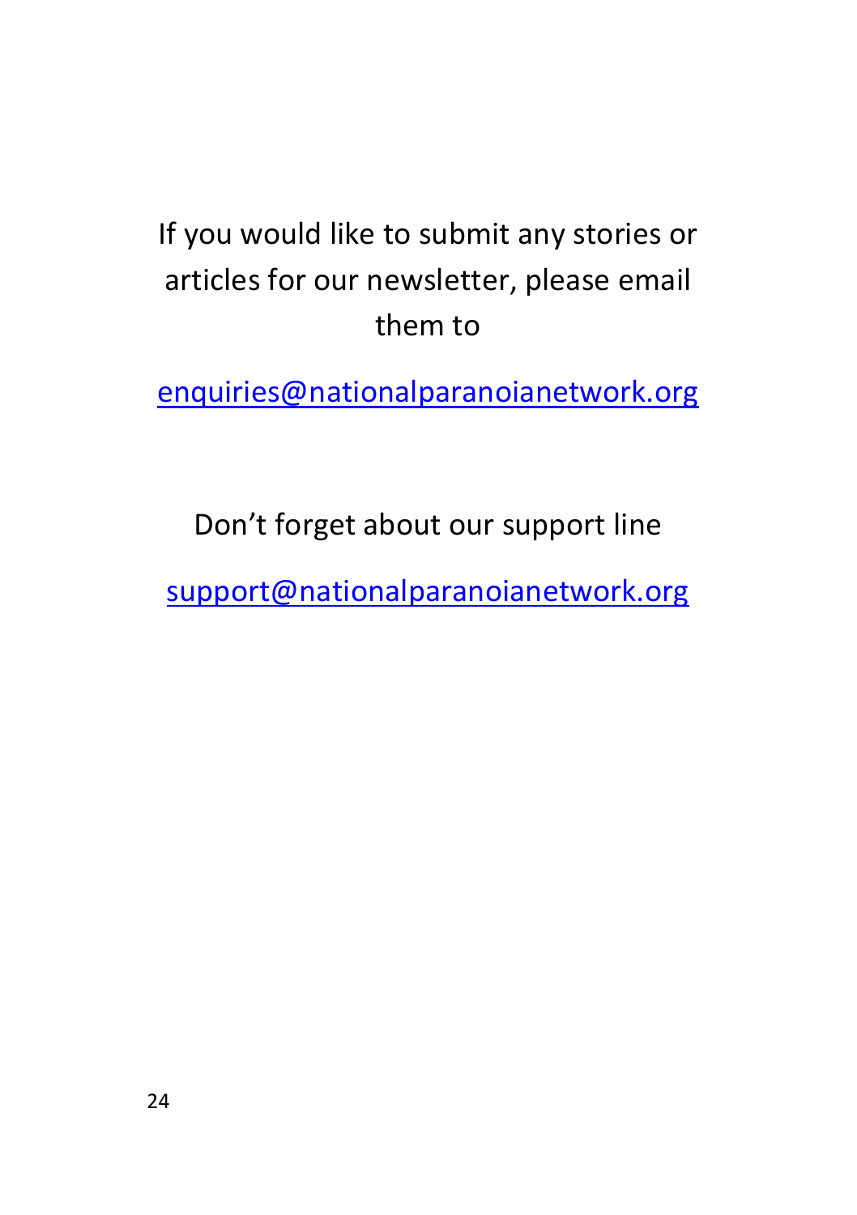If you would like to submit any stories or articles for our newsletter, please email them to

enquiries@nationalparanoianetwork.org

Don't forget about our support line

support@nationalparanoianetwork.org